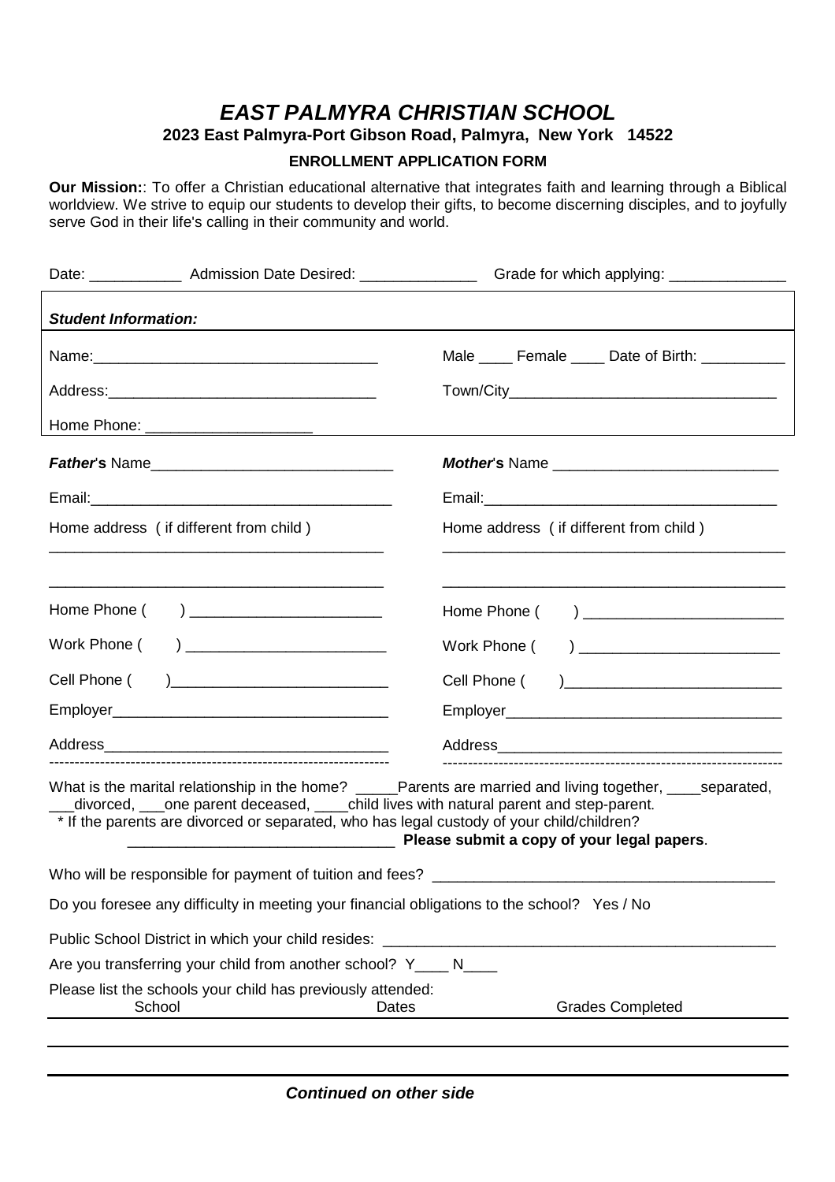# *EAST PALMYRA CHRISTIAN SCHOOL*

**2023 East Palmyra-Port Gibson Road, Palmyra, New York 14522**

**ENROLLMENT APPLICATION FORM**

**Our Mission:**: To offer a Christian educational alternative that integrates faith and learning through a Biblical worldview. We strive to equip our students to develop their gifts, to become discerning disciples, and to joyfully serve God in their life's calling in their community and world.

Date: ___________ Admission Date Desired: ______________ Grade for which applying: ______________

***Student Information:***

Name:___________________________________ Male ____ Female ____ Date of Birth: __________

Address:_________________________________ Town/City_________________________________

Home Phone: ____________________

***Father*'s** Name_____________________________ ***Mother*'s** Name ___________________________

Email:____________________________________ Email:____________________________________

Home address ( if different from child ) Home address ( if different from child )

__________________________________________ __________________________________________

__________________________________________ __________________________________________

Home Phone ( ) _______________________ Home Phone ( ) ________________________

Work Phone ( ) ________________________ Work Phone ( ) ________________________

Cell Phone ( )__________________________ Cell Phone ( )__________________________

Employer_________________________________ Employer_________________________________

Address__________________________________ Address__________________________________

What is the marital relationship in the home? _____Parents are married and living together, ____separated, ___divorced, ___one parent deceased, ____child lives with natural parent and step-parent.

\* If the parents are divorced or separated, who has legal custody of your child/children?

________________________________ **Please submit a copy of your legal papers**.

Who will be responsible for payment of tuition and fees? _________________________________________

Do you foresee any difficulty in meeting your financial obligations to the school? Yes / No

Public School District in which your child resides: ________________________________________________

Are you transferring your child from another school? Y____ N____

Please list the schools your child has previously attended:

| School | Dates | Grades Completed |
|---|---|---|
| | | |
| | | |

***Continued on other side***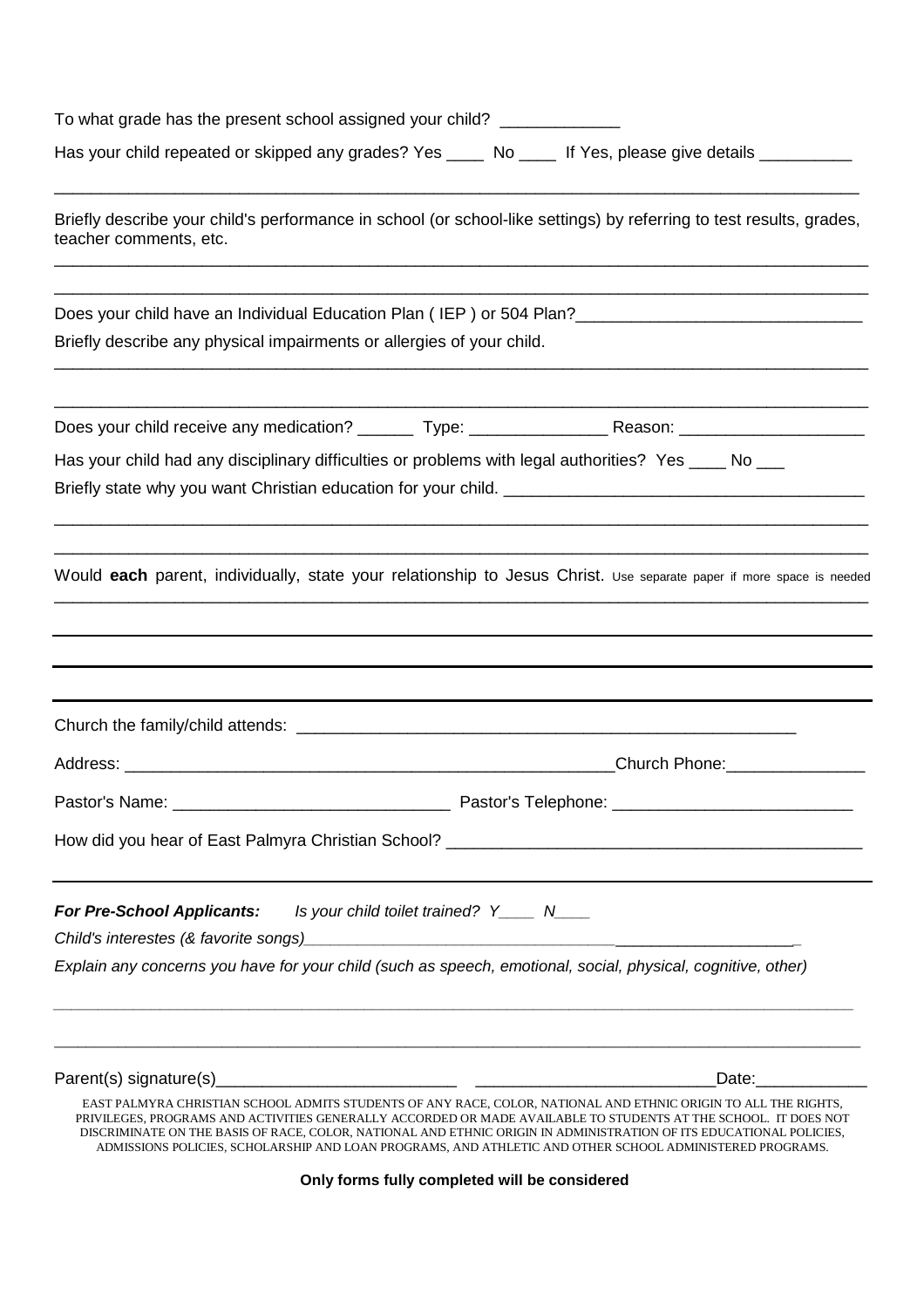To what grade has the present school assigned your child? _____________

Has your child repeated or skipped any grades? Yes ____ No ____ If Yes, please give details __________

_______________________________________________________________________________________

Briefly describe your child's performance in school (or school-like settings) by referring to test results, grades, teacher comments, etc.

_______________________________________________________________________________________

_______________________________________________________________________________________

Does your child have an Individual Education Plan ( IEP ) or 504 Plan?_______________________________

Briefly describe any physical impairments or allergies of your child.

_______________________________________________________________________________________

_______________________________________________________________________________________

Does your child receive any medication? ______ Type: _______________ Reason: ____________________

Has your child had any disciplinary difficulties or problems with legal authorities? Yes ____ No ___

Briefly state why you want Christian education for your child. ______________________________________

_______________________________________________________________________________________

_______________________________________________________________________________________

Would **each** parent, individually, state your relationship to Jesus Christ. Use separate paper if more space is needed

_______________________________________________________________________________________

_______________________________________________________________________________________

_______________________________________________________________________________________

_______________________________________________________________________________________

Church the family/child attends: _______________________________________________________

Address: ______________________________________________________Church Phone:_______________

Pastor's Name: ______________________________ Pastor's Telephone: __________________________

How did you hear of East Palmyra Christian School? _____________________________________________

---

***For Pre-School Applicants:*** *Is your child toilet trained? Y____ N____*

*Child's interestes (& favorite songs)_______________________________________________________*

*Explain any concerns you have for your child (such as speech, emotional, social, physical, cognitive, other)*

_______________________________________________________________________________________

_______________________________________________________________________________________

Parent(s) signature(s)__________________________ __________________________Date:____________

EAST PALMYRA CHRISTIAN SCHOOL ADMITS STUDENTS OF ANY RACE, COLOR, NATIONAL AND ETHNIC ORIGIN TO ALL THE RIGHTS, PRIVILEGES, PROGRAMS AND ACTIVITIES GENERALLY ACCORDED OR MADE AVAILABLE TO STUDENTS AT THE SCHOOL. IT DOES NOT DISCRIMINATE ON THE BASIS OF RACE, COLOR, NATIONAL AND ETHNIC ORIGIN IN ADMINISTRATION OF ITS EDUCATIONAL POLICIES, ADMISSIONS POLICIES, SCHOLARSHIP AND LOAN PROGRAMS, AND ATHLETIC AND OTHER SCHOOL ADMINISTERED PROGRAMS.

**Only forms fully completed will be considered**